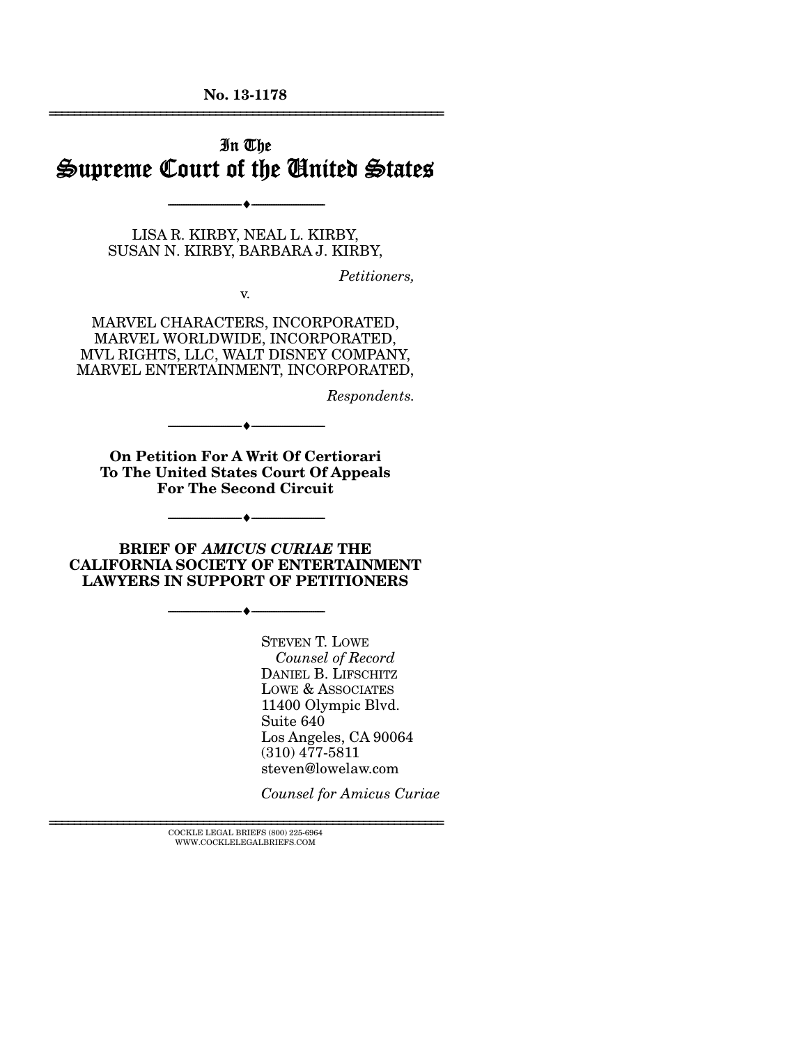**No. 13-1178**

---

# In The Supreme Court of the United States

---

LISA R. KIRBY, NEAL L. KIRBY,
SUSAN N. KIRBY, BARBARA J. KIRBY,

*Petitioners,*

v.

MARVEL CHARACTERS, INCORPORATED,
MARVEL WORLDWIDE, INCORPORATED,
MVL RIGHTS, LLC, WALT DISNEY COMPANY,
MARVEL ENTERTAINMENT, INCORPORATED,

*Respondents.*

---

**On Petition For A Writ Of Certiorari
To The United States Court Of Appeals
For The Second Circuit**

---

**BRIEF OF *AMICUS CURIAE* THE
CALIFORNIA SOCIETY OF ENTERTAINMENT
LAWYERS IN SUPPORT OF PETITIONERS**

---

STEVEN T. LOWE
*Counsel of Record*
DANIEL B. LIFSCHITZ
LOWE & ASSOCIATES
11400 Olympic Blvd.
Suite 640
Los Angeles, CA 90064
(310) 477-5811
steven@lowelaw.com

*Counsel for Amicus Curiae*

---

COCKLE LEGAL BRIEFS (800) 225-6964
WWW.COCKLELEGALBRIEFS.COM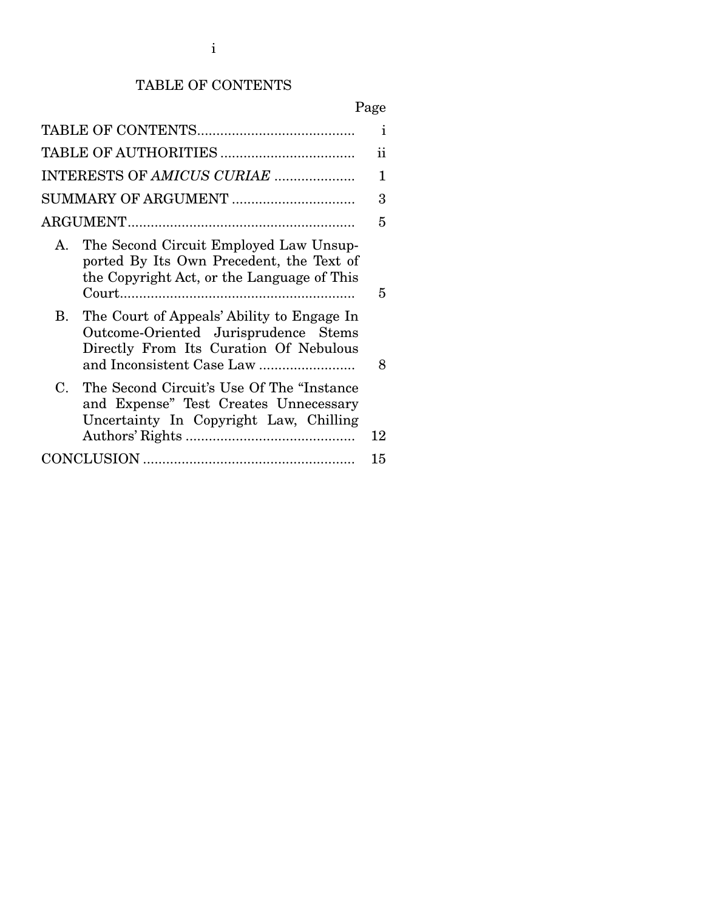## TABLE OF CONTENTS

| | Page |
|---|---|
| TABLE OF CONTENTS | i |
| TABLE OF AUTHORITIES | ii |
| INTERESTS OF *AMICUS CURIAE* | 1 |
| SUMMARY OF ARGUMENT | 3 |
| ARGUMENT | 5 |
| A. The Second Circuit Employed Law Unsupported By Its Own Precedent, the Text of the Copyright Act, or the Language of This Court | 5 |
| B. The Court of Appeals' Ability to Engage In Outcome-Oriented Jurisprudence Stems Directly From Its Curation Of Nebulous and Inconsistent Case Law | 8 |
| C. The Second Circuit's Use Of The "Instance and Expense" Test Creates Unnecessary Uncertainty In Copyright Law, Chilling Authors' Rights | 12 |
| CONCLUSION | 15 |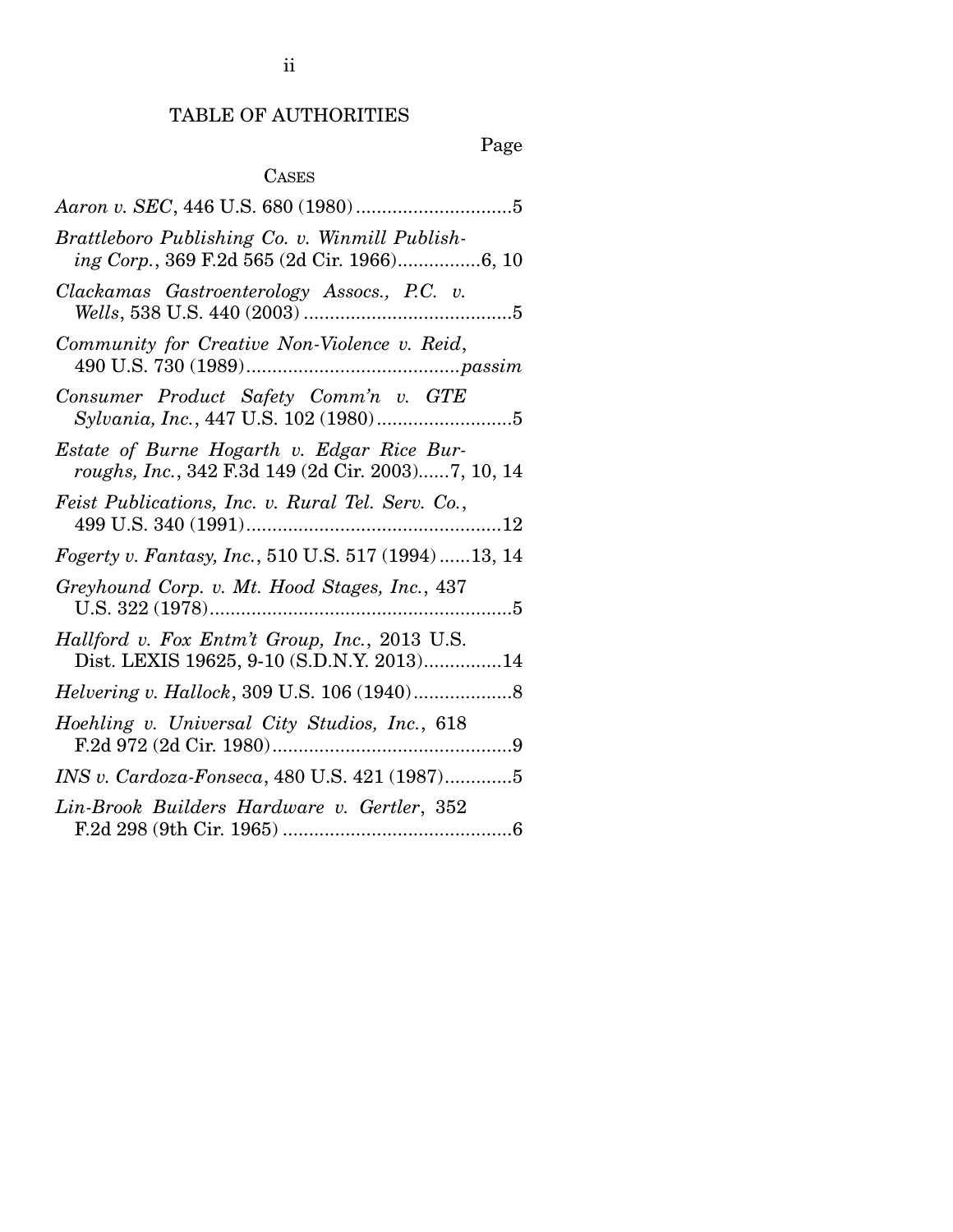# TABLE OF AUTHORITIES

Page

## CASES

*Aaron v. SEC*, 446 U.S. 680 (1980) .............................5

*Brattleboro Publishing Co. v. Winmill Publishing Corp.*, 369 F.2d 565 (2d Cir. 1966)................6, 10

*Clackamas Gastroenterology Assocs., P.C. v. Wells*, 538 U.S. 440 (2003) .......................................5

*Community for Creative Non-Violence v. Reid*, 490 U.S. 730 (1989)........................................*passim*

*Consumer Product Safety Comm'n v. GTE Sylvania, Inc.*, 447 U.S. 102 (1980).........................5

*Estate of Burne Hogarth v. Edgar Rice Burroughs, Inc.*, 342 F.3d 149 (2d Cir. 2003)......7, 10, 14

*Feist Publications, Inc. v. Rural Tel. Serv. Co.*, 499 U.S. 340 (1991).................................................12

*Fogerty v. Fantasy, Inc.*, 510 U.S. 517 (1994) ......13, 14

*Greyhound Corp. v. Mt. Hood Stages, Inc.*, 437 U.S. 322 (1978).........................................................5

*Hallford v. Fox Entm't Group, Inc.*, 2013 U.S. Dist. LEXIS 19625, 9-10 (S.D.N.Y. 2013)...............14

*Helvering v. Hallock*, 309 U.S. 106 (1940)...................8

*Hoehling v. Universal City Studios, Inc.*, 618 F.2d 972 (2d Cir. 1980).............................................9

*INS v. Cardoza-Fonseca*, 480 U.S. 421 (1987).............5

*Lin-Brook Builders Hardware v. Gertler*, 352 F.2d 298 (9th Cir. 1965) ...........................................6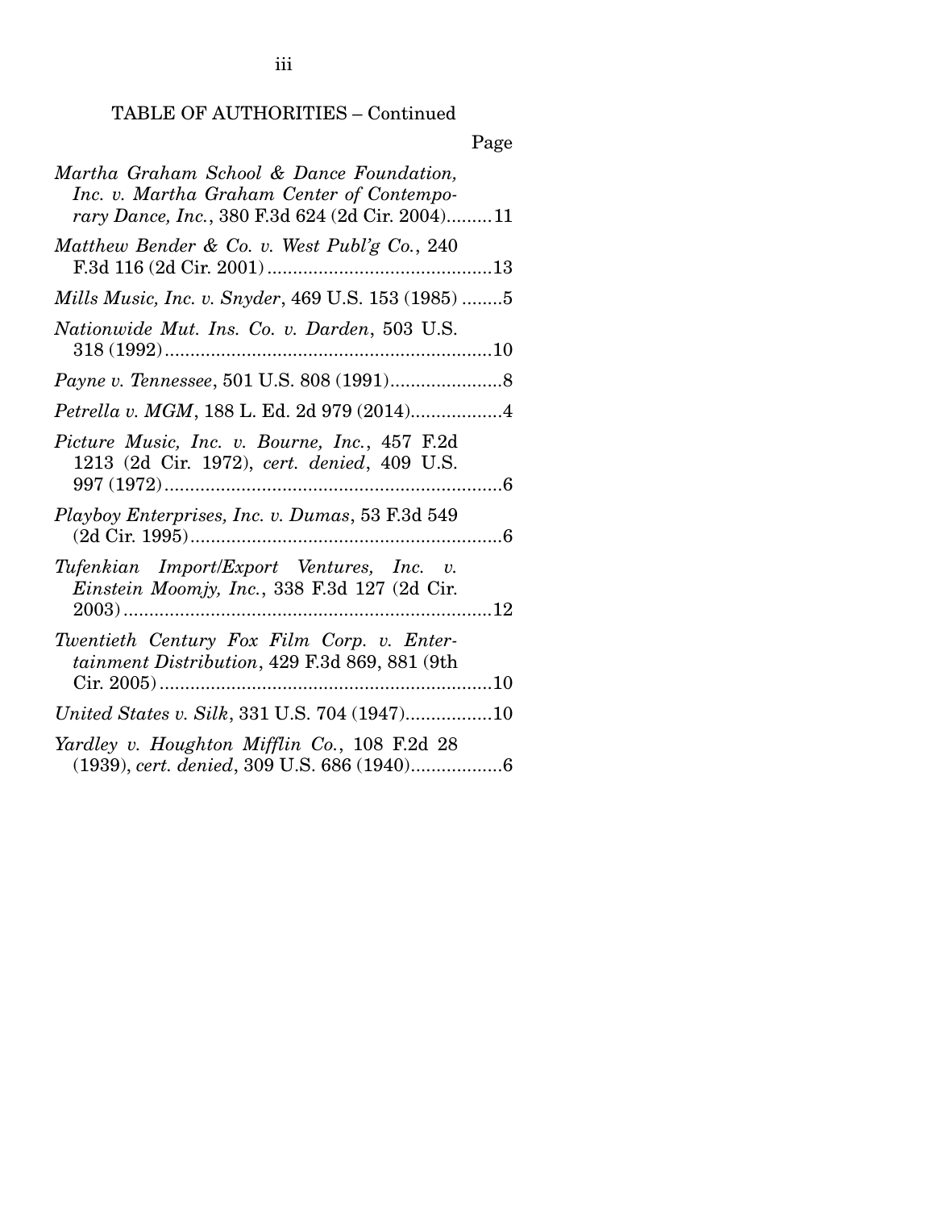TABLE OF AUTHORITIES – Continued

Page

*Martha Graham School & Dance Foundation, Inc. v. Martha Graham Center of Contemporary Dance, Inc.*, 380 F.3d 624 (2d Cir. 2004).........11

*Matthew Bender & Co. v. West Publ'g Co.*, 240 F.3d 116 (2d Cir. 2001)............................................13

*Mills Music, Inc. v. Snyder*, 469 U.S. 153 (1985) ........5

*Nationwide Mut. Ins. Co. v. Darden*, 503 U.S. 318 (1992)................................................................10

*Payne v. Tennessee*, 501 U.S. 808 (1991)......................8

*Petrella v. MGM*, 188 L. Ed. 2d 979 (2014)..................4

*Picture Music, Inc. v. Bourne, Inc.*, 457 F.2d 1213 (2d Cir. 1972), *cert. denied*, 409 U.S. 997 (1972)..................................................................6

*Playboy Enterprises, Inc. v. Dumas*, 53 F.3d 549 (2d Cir. 1995).............................................................6

*Tufenkian Import/Export Ventures, Inc. v. Einstein Moomjy, Inc.*, 338 F.3d 127 (2d Cir. 2003)........................................................................12

*Twentieth Century Fox Film Corp. v. Entertainment Distribution*, 429 F.3d 869, 881 (9th Cir. 2005).................................................................10

*United States v. Silk*, 331 U.S. 704 (1947).................10

*Yardley v. Houghton Mifflin Co.*, 108 F.2d 28 (1939), *cert. denied*, 309 U.S. 686 (1940).................6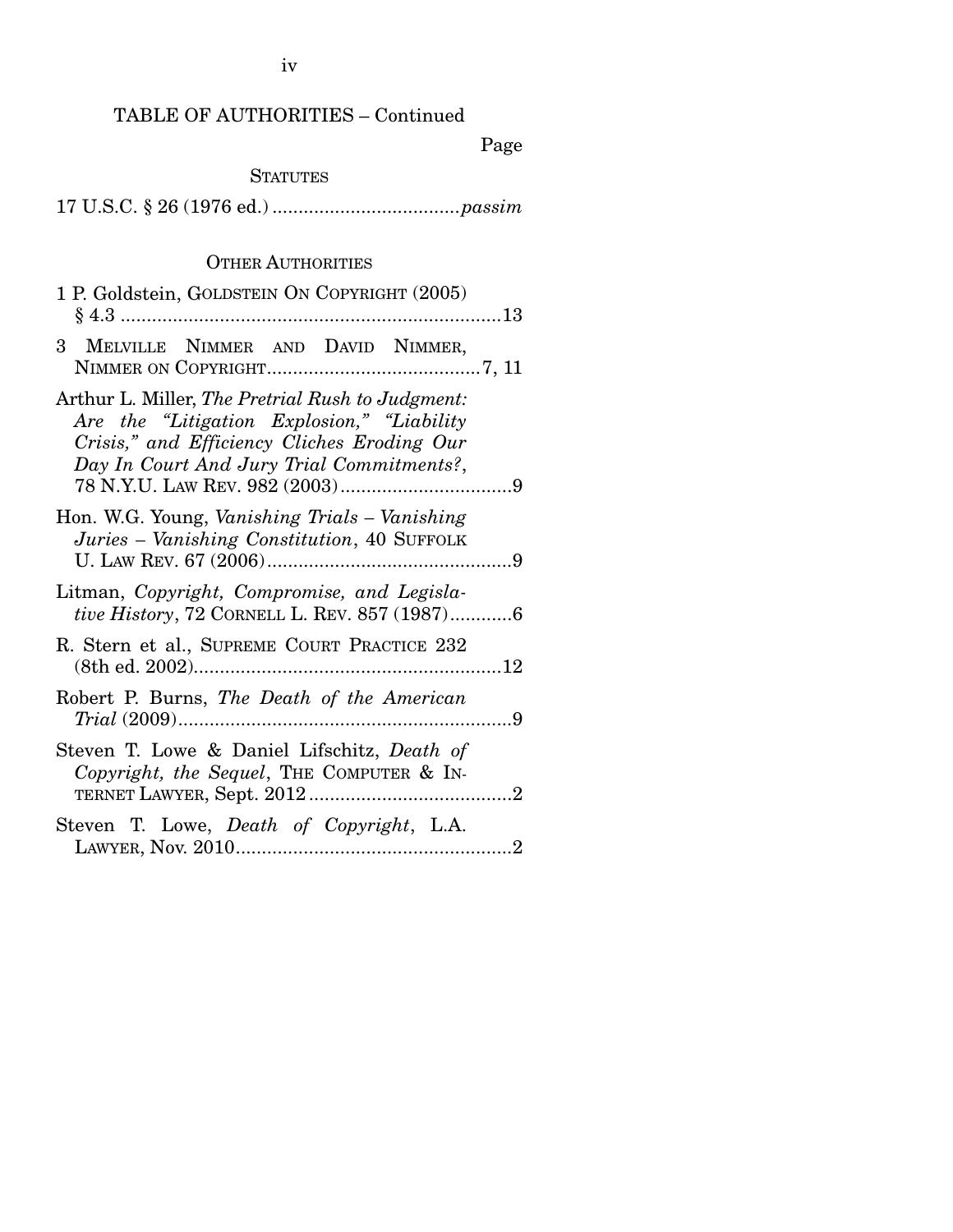TABLE OF AUTHORITIES – Continued

Page

STATUTES

17 U.S.C. § 26 (1976 ed.) ....................................*passim*

OTHER AUTHORITIES

1 P. Goldstein, GOLDSTEIN ON COPYRIGHT (2005) § 4.3 ..........................................................................13

3 MELVILLE NIMMER AND DAVID NIMMER, NIMMER ON COPYRIGHT.........................................7, 11

Arthur L. Miller, *The Pretrial Rush to Judgment: Are the "Litigation Explosion," "Liability Crisis," and Efficiency Cliches Eroding Our Day In Court And Jury Trial Commitments?*, 78 N.Y.U. LAW REV. 982 (2003)................................9

Hon. W.G. Young, *Vanishing Trials – Vanishing Juries – Vanishing Constitution*, 40 SUFFOLK U. LAW REV. 67 (2006)...............................................9

Litman, *Copyright, Compromise, and Legislative History*, 72 CORNELL L. REV. 857 (1987)............6

R. Stern et al., SUPREME COURT PRACTICE 232 (8th ed. 2002)...........................................................12

Robert P. Burns, *The Death of the American Trial* (2009)................................................................9

Steven T. Lowe & Daniel Lifschitz, *Death of Copyright, the Sequel*, THE COMPUTER & INTERNET LAWYER, Sept. 2012 .......................................2

Steven T. Lowe, *Death of Copyright*, L.A. LAWYER, Nov. 2010.....................................................2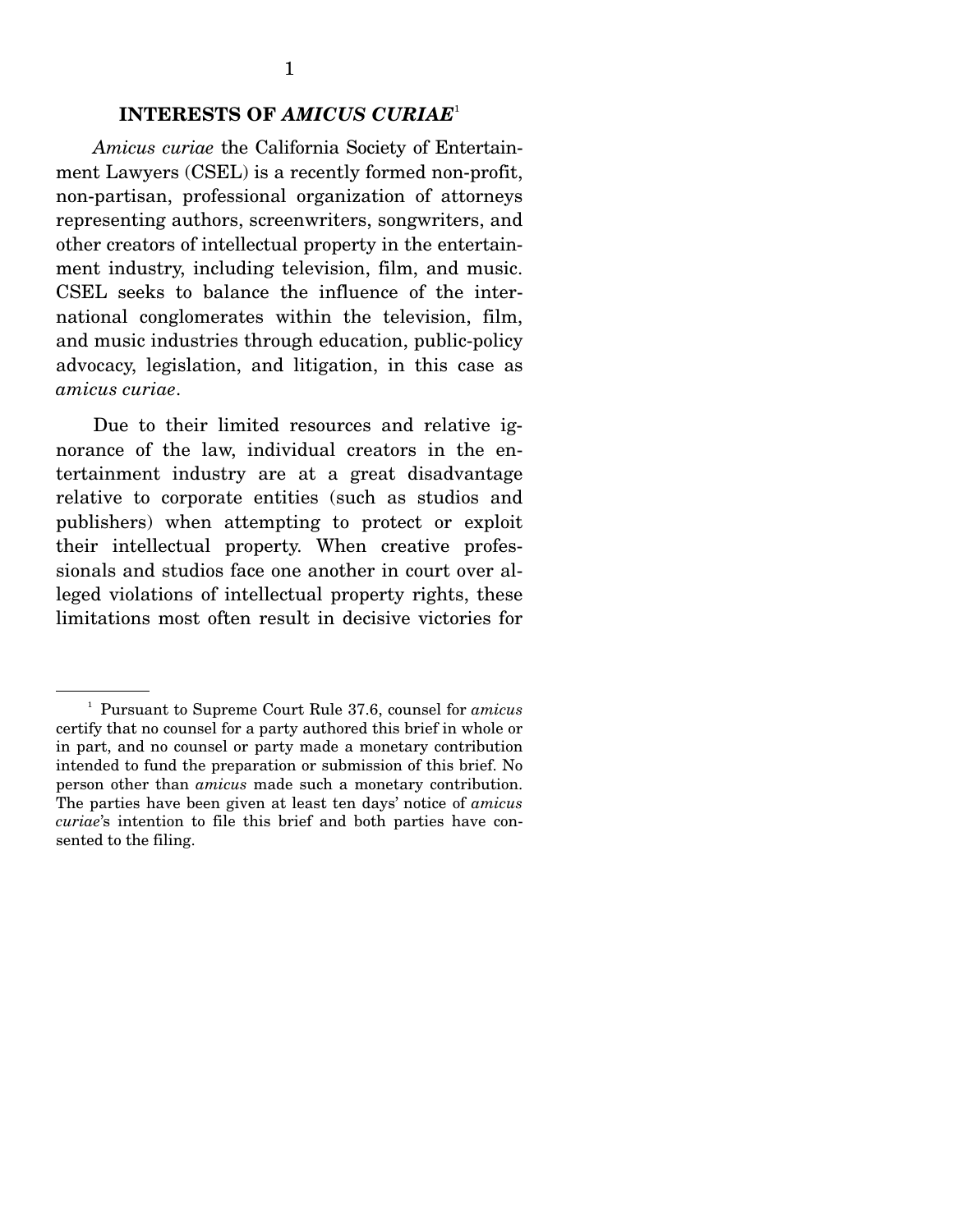## INTERESTS OF *AMICUS CURIAE*[1]

*Amicus curiae* the California Society of Entertainment Lawyers (CSEL) is a recently formed non-profit, non-partisan, professional organization of attorneys representing authors, screenwriters, songwriters, and other creators of intellectual property in the entertainment industry, including television, film, and music. CSEL seeks to balance the influence of the international conglomerates within the television, film, and music industries through education, public-policy advocacy, legislation, and litigation, in this case as *amicus curiae*.

Due to their limited resources and relative ignorance of the law, individual creators in the entertainment industry are at a great disadvantage relative to corporate entities (such as studios and publishers) when attempting to protect or exploit their intellectual property. When creative professionals and studios face one another in court over alleged violations of intellectual property rights, these limitations most often result in decisive victories for

---

[1] Pursuant to Supreme Court Rule 37.6, counsel for *amicus* certify that no counsel for a party authored this brief in whole or in part, and no counsel or party made a monetary contribution intended to fund the preparation or submission of this brief. No person other than *amicus* made such a monetary contribution. The parties have been given at least ten days' notice of *amicus curiae*'s intention to file this brief and both parties have consented to the filing.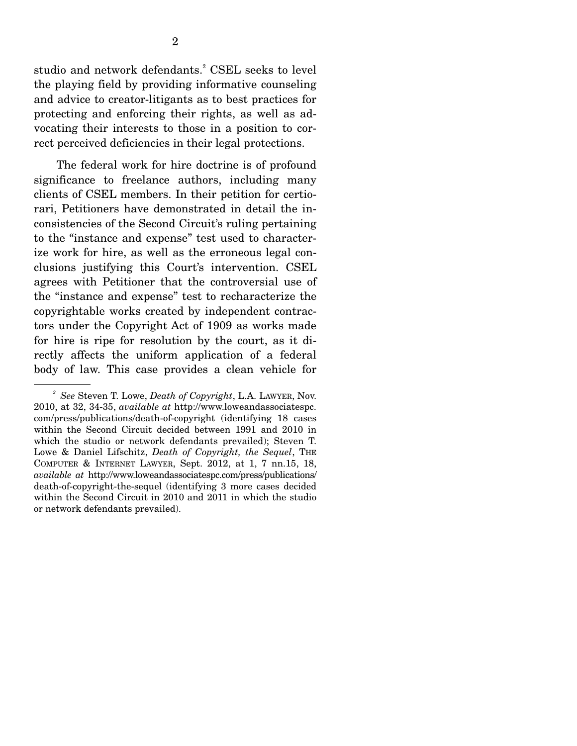studio and network defendants.[2] CSEL seeks to level the playing field by providing informative counseling and advice to creator-litigants as to best practices for protecting and enforcing their rights, as well as advocating their interests to those in a position to correct perceived deficiencies in their legal protections.

The federal work for hire doctrine is of profound significance to freelance authors, including many clients of CSEL members. In their petition for certiorari, Petitioners have demonstrated in detail the inconsistencies of the Second Circuit's ruling pertaining to the "instance and expense" test used to characterize work for hire, as well as the erroneous legal conclusions justifying this Court's intervention. CSEL agrees with Petitioner that the controversial use of the "instance and expense" test to recharacterize the copyrightable works created by independent contractors under the Copyright Act of 1909 as works made for hire is ripe for resolution by the court, as it directly affects the uniform application of a federal body of law. This case provides a clean vehicle for

---

[2] *See* Steven T. Lowe, *Death of Copyright*, L.A. LAWYER, Nov. 2010, at 32, 34-35, *available at* http://www.loweandassociatespc.com/press/publications/death-of-copyright (identifying 18 cases within the Second Circuit decided between 1991 and 2010 in which the studio or network defendants prevailed); Steven T. Lowe & Daniel Lifschitz, *Death of Copyright, the Sequel*, THE COMPUTER & INTERNET LAWYER, Sept. 2012, at 1, 7 nn.15, 18, *available at* http://www.loweandassociatespc.com/press/publications/death-of-copyright-the-sequel (identifying 3 more cases decided within the Second Circuit in 2010 and 2011 in which the studio or network defendants prevailed).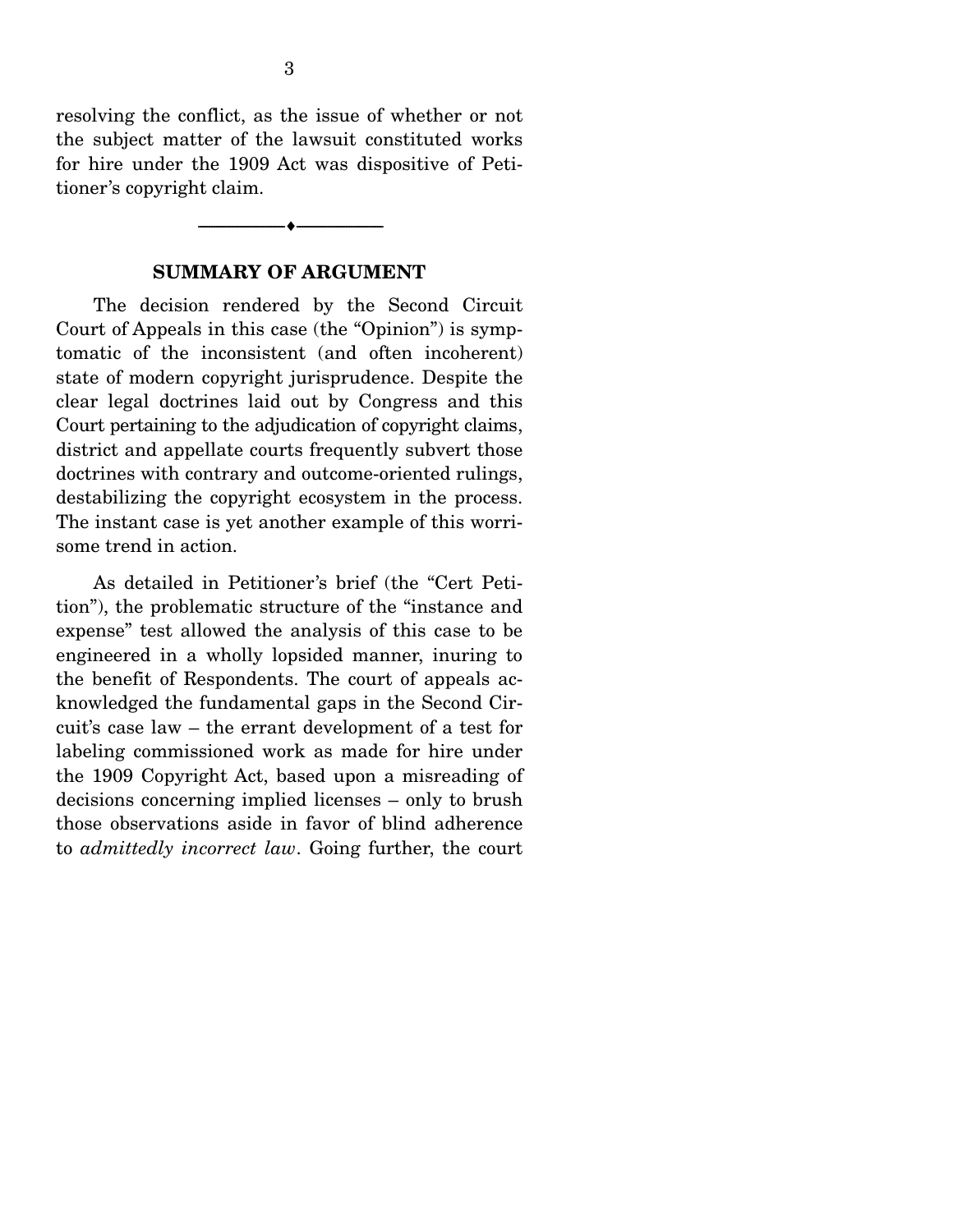resolving the conflict, as the issue of whether or not the subject matter of the lawsuit constituted works for hire under the 1909 Act was dispositive of Petitioner's copyright claim.

---

## SUMMARY OF ARGUMENT

The decision rendered by the Second Circuit Court of Appeals in this case (the "Opinion") is symptomatic of the inconsistent (and often incoherent) state of modern copyright jurisprudence. Despite the clear legal doctrines laid out by Congress and this Court pertaining to the adjudication of copyright claims, district and appellate courts frequently subvert those doctrines with contrary and outcome-oriented rulings, destabilizing the copyright ecosystem in the process. The instant case is yet another example of this worrisome trend in action.

As detailed in Petitioner's brief (the "Cert Petition"), the problematic structure of the "instance and expense" test allowed the analysis of this case to be engineered in a wholly lopsided manner, inuring to the benefit of Respondents. The court of appeals acknowledged the fundamental gaps in the Second Circuit's case law – the errant development of a test for labeling commissioned work as made for hire under the 1909 Copyright Act, based upon a misreading of decisions concerning implied licenses – only to brush those observations aside in favor of blind adherence to *admittedly incorrect law*. Going further, the court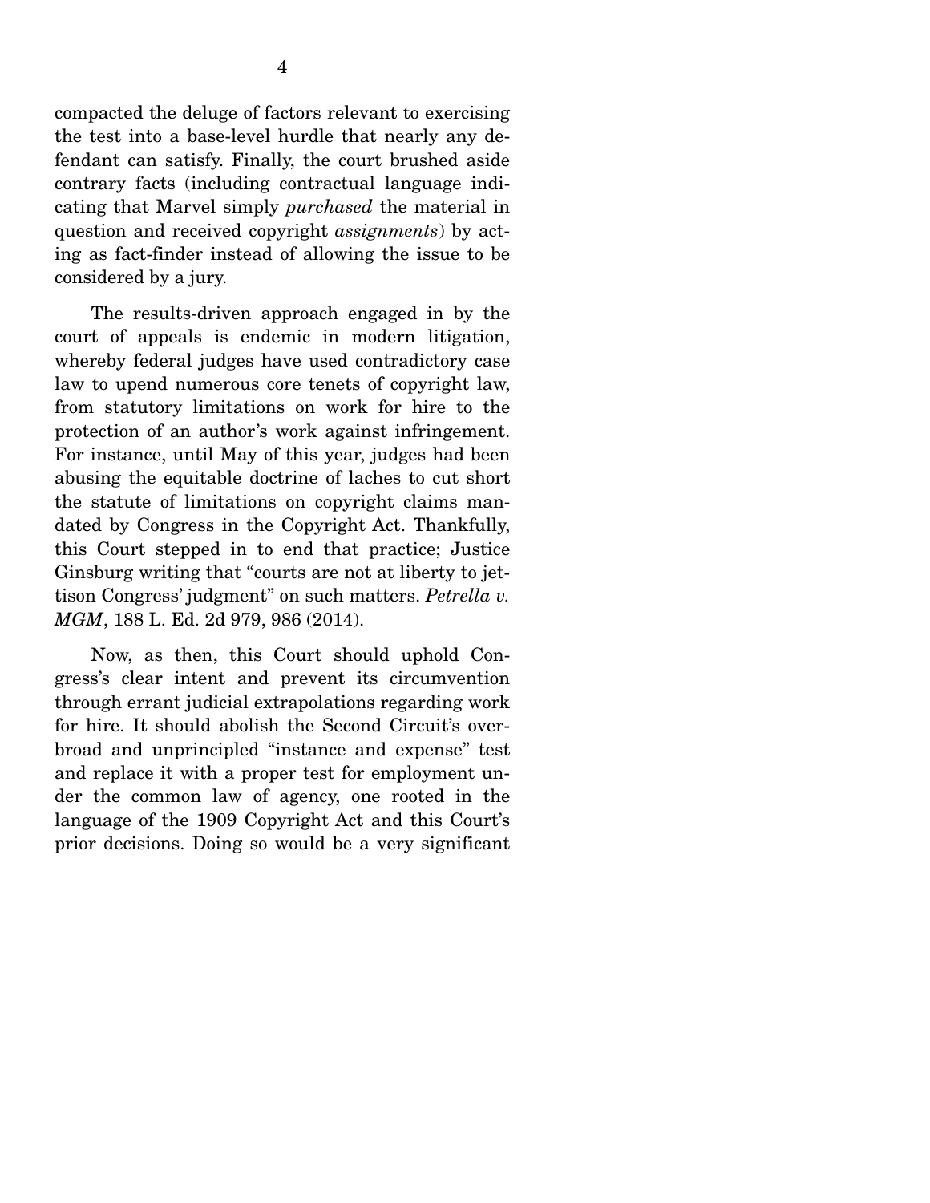compacted the deluge of factors relevant to exercising the test into a base-level hurdle that nearly any defendant can satisfy. Finally, the court brushed aside contrary facts (including contractual language indicating that Marvel simply *purchased* the material in question and received copyright *assignments*) by acting as fact-finder instead of allowing the issue to be considered by a jury.

The results-driven approach engaged in by the court of appeals is endemic in modern litigation, whereby federal judges have used contradictory case law to upend numerous core tenets of copyright law, from statutory limitations on work for hire to the protection of an author's work against infringement. For instance, until May of this year, judges had been abusing the equitable doctrine of laches to cut short the statute of limitations on copyright claims mandated by Congress in the Copyright Act. Thankfully, this Court stepped in to end that practice; Justice Ginsburg writing that "courts are not at liberty to jettison Congress' judgment" on such matters. *Petrella v. MGM*, 188 L. Ed. 2d 979, 986 (2014).

Now, as then, this Court should uphold Congress's clear intent and prevent its circumvention through errant judicial extrapolations regarding work for hire. It should abolish the Second Circuit's overbroad and unprincipled "instance and expense" test and replace it with a proper test for employment under the common law of agency, one rooted in the language of the 1909 Copyright Act and this Court's prior decisions. Doing so would be a very significant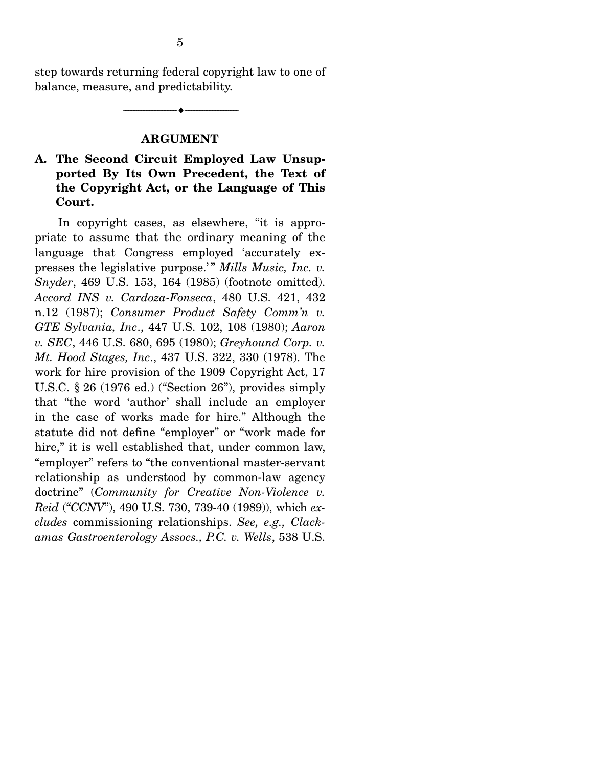step towards returning federal copyright law to one of balance, measure, and predictability.

---

## ARGUMENT

### A. The Second Circuit Employed Law Unsupported By Its Own Precedent, the Text of the Copyright Act, or the Language of This Court.

In copyright cases, as elsewhere, "it is appropriate to assume that the ordinary meaning of the language that Congress employed 'accurately expresses the legislative purpose.'" *Mills Music, Inc. v. Snyder*, 469 U.S. 153, 164 (1985) (footnote omitted). *Accord INS v. Cardoza-Fonseca*, 480 U.S. 421, 432 n.12 (1987); *Consumer Product Safety Comm'n v. GTE Sylvania, Inc*., 447 U.S. 102, 108 (1980); *Aaron v. SEC*, 446 U.S. 680, 695 (1980); *Greyhound Corp. v. Mt. Hood Stages, Inc*., 437 U.S. 322, 330 (1978). The work for hire provision of the 1909 Copyright Act, 17 U.S.C. § 26 (1976 ed.) ("Section 26"), provides simply that "the word 'author' shall include an employer in the case of works made for hire." Although the statute did not define "employer" or "work made for hire," it is well established that, under common law, "employer" refers to "the conventional master-servant relationship as understood by common-law agency doctrine" (*Community for Creative Non-Violence v. Reid* ("*CCNV*"), 490 U.S. 730, 739-40 (1989)), which *excludes* commissioning relationships. *See, e.g., Clackamas Gastroenterology Assocs., P.C. v. Wells*, 538 U.S.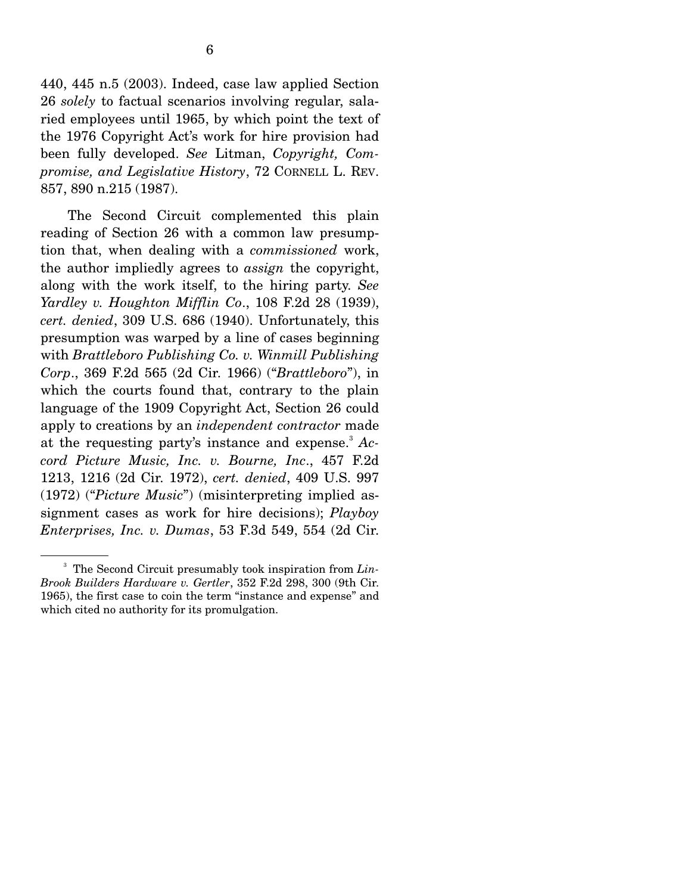440, 445 n.5 (2003). Indeed, case law applied Section 26 *solely* to factual scenarios involving regular, salaried employees until 1965, by which point the text of the 1976 Copyright Act's work for hire provision had been fully developed. *See* Litman, *Copyright, Compromise, and Legislative History*, 72 CORNELL L. REV. 857, 890 n.215 (1987).

The Second Circuit complemented this plain reading of Section 26 with a common law presumption that, when dealing with a *commissioned* work, the author impliedly agrees to *assign* the copyright, along with the work itself, to the hiring party. *See Yardley v. Houghton Mifflin Co.*, 108 F.2d 28 (1939), *cert. denied*, 309 U.S. 686 (1940). Unfortunately, this presumption was warped by a line of cases beginning with *Brattleboro Publishing Co. v. Winmill Publishing Corp.*, 369 F.2d 565 (2d Cir. 1966) ("*Brattleboro*"), in which the courts found that, contrary to the plain language of the 1909 Copyright Act, Section 26 could apply to creations by an *independent contractor* made at the requesting party's instance and expense.[3] *Accord Picture Music, Inc. v. Bourne, Inc.*, 457 F.2d 1213, 1216 (2d Cir. 1972), *cert. denied*, 409 U.S. 997 (1972) ("*Picture Music*") (misinterpreting implied assignment cases as work for hire decisions); *Playboy Enterprises, Inc. v. Dumas*, 53 F.3d 549, 554 (2d Cir.

[3] The Second Circuit presumably took inspiration from *Lin-Brook Builders Hardware v. Gertler*, 352 F.2d 298, 300 (9th Cir. 1965), the first case to coin the term "instance and expense" and which cited no authority for its promulgation.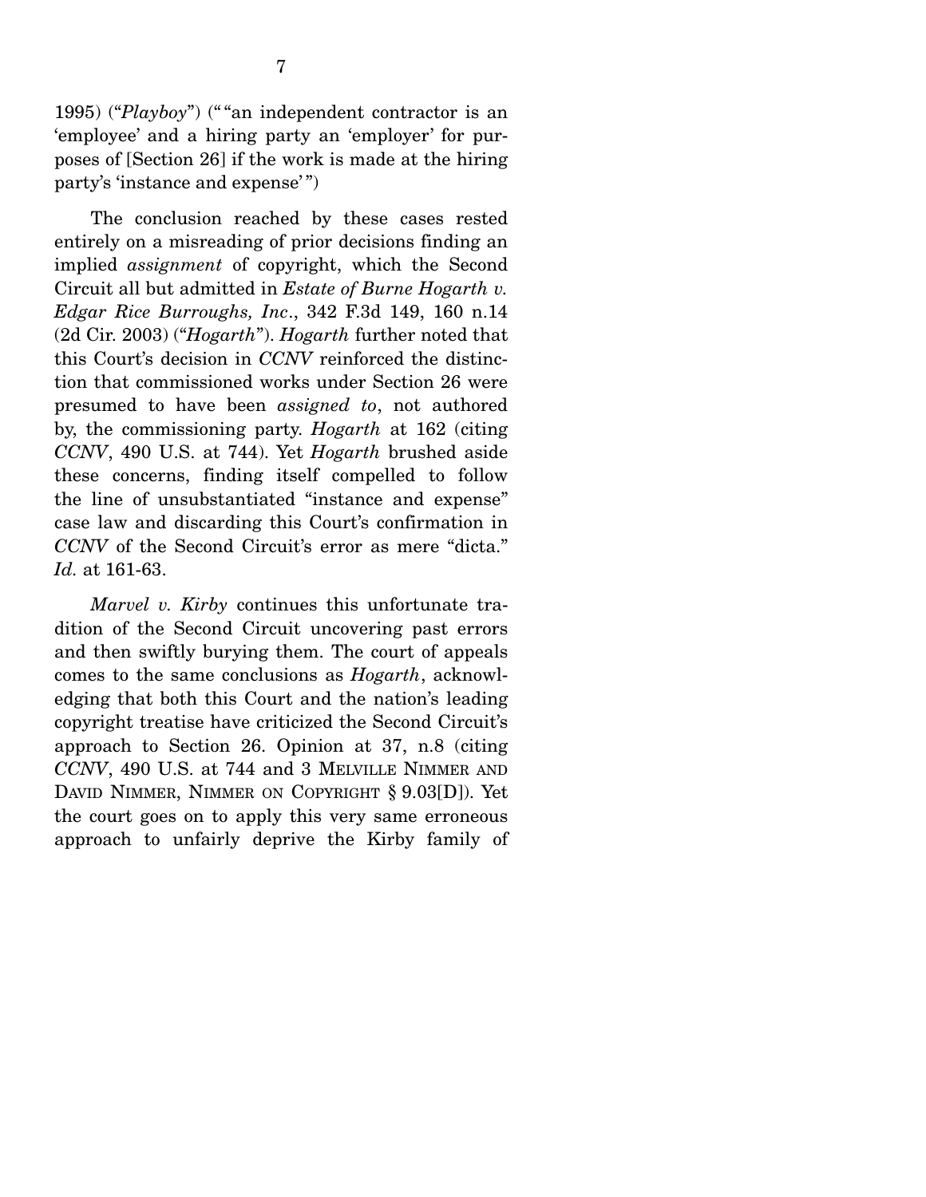1995) ("*Playboy*") ("“an independent contractor is an 'employee' and a hiring party an 'employer' for purposes of [Section 26] if the work is made at the hiring party's 'instance and expense'")

The conclusion reached by these cases rested entirely on a misreading of prior decisions finding an implied *assignment* of copyright, which the Second Circuit all but admitted in *Estate of Burne Hogarth v. Edgar Rice Burroughs, Inc*., 342 F.3d 149, 160 n.14 (2d Cir. 2003) ("*Hogarth*"). *Hogarth* further noted that this Court's decision in *CCNV* reinforced the distinction that commissioned works under Section 26 were presumed to have been *assigned to*, not authored by, the commissioning party. *Hogarth* at 162 (citing *CCNV*, 490 U.S. at 744). Yet *Hogarth* brushed aside these concerns, finding itself compelled to follow the line of unsubstantiated "instance and expense" case law and discarding this Court's confirmation in *CCNV* of the Second Circuit's error as mere "dicta." *Id.* at 161-63.

*Marvel v. Kirby* continues this unfortunate tradition of the Second Circuit uncovering past errors and then swiftly burying them. The court of appeals comes to the same conclusions as *Hogarth*, acknowledging that both this Court and the nation's leading copyright treatise have criticized the Second Circuit's approach to Section 26. Opinion at 37, n.8 (citing *CCNV*, 490 U.S. at 744 and 3 MELVILLE NIMMER AND DAVID NIMMER, NIMMER ON COPYRIGHT § 9.03[D]). Yet the court goes on to apply this very same erroneous approach to unfairly deprive the Kirby family of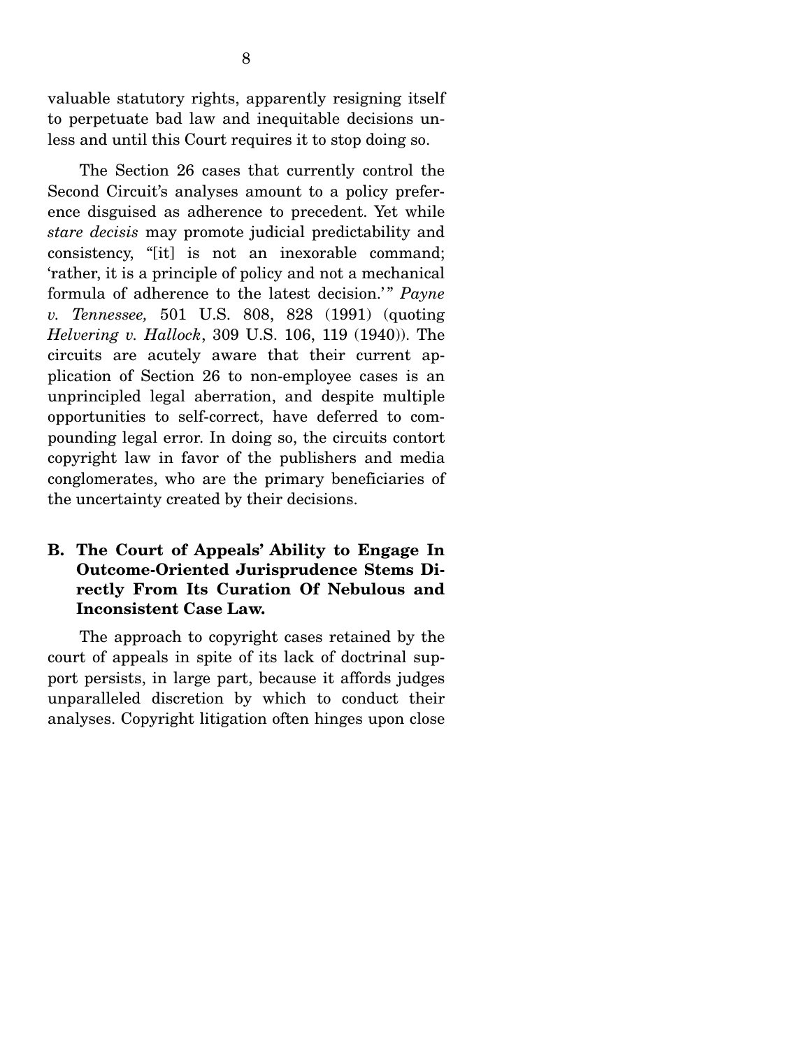valuable statutory rights, apparently resigning itself to perpetuate bad law and inequitable decisions unless and until this Court requires it to stop doing so.

The Section 26 cases that currently control the Second Circuit's analyses amount to a policy preference disguised as adherence to precedent. Yet while *stare decisis* may promote judicial predictability and consistency, "[it] is not an inexorable command; 'rather, it is a principle of policy and not a mechanical formula of adherence to the latest decision.'" *Payne v. Tennessee,* 501 U.S. 808, 828 (1991) (quoting *Helvering v. Hallock*, 309 U.S. 106, 119 (1940)). The circuits are acutely aware that their current application of Section 26 to non-employee cases is an unprincipled legal aberration, and despite multiple opportunities to self-correct, have deferred to compounding legal error. In doing so, the circuits contort copyright law in favor of the publishers and media conglomerates, who are the primary beneficiaries of the uncertainty created by their decisions.

### B. The Court of Appeals' Ability to Engage In Outcome-Oriented Jurisprudence Stems Directly From Its Curation Of Nebulous and Inconsistent Case Law.

The approach to copyright cases retained by the court of appeals in spite of its lack of doctrinal support persists, in large part, because it affords judges unparalleled discretion by which to conduct their analyses. Copyright litigation often hinges upon close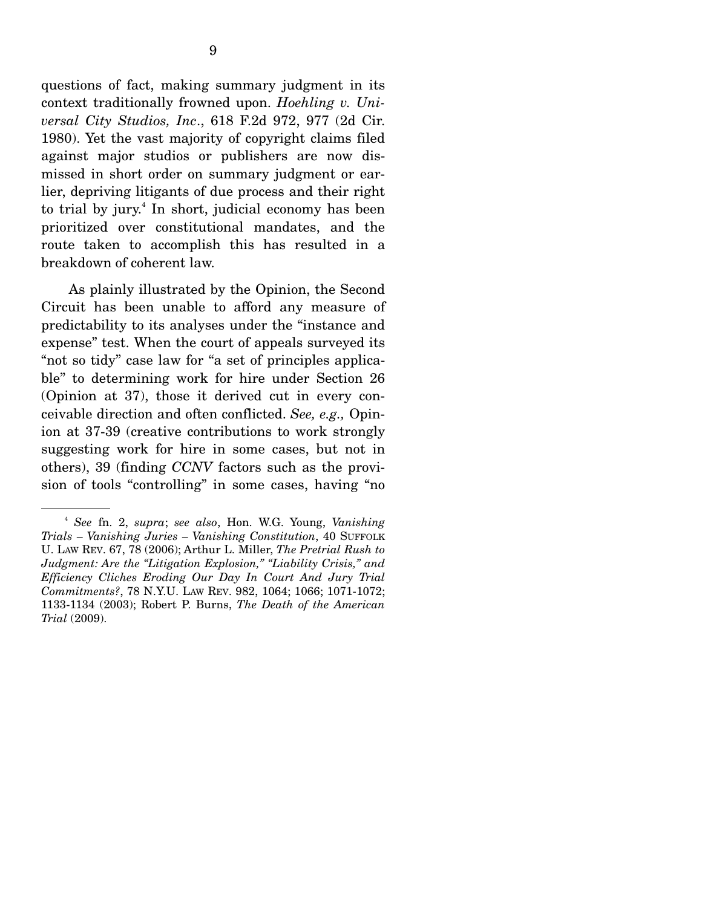questions of fact, making summary judgment in its context traditionally frowned upon. *Hoehling v. Universal City Studios, Inc*., 618 F.2d 972, 977 (2d Cir. 1980). Yet the vast majority of copyright claims filed against major studios or publishers are now dismissed in short order on summary judgment or earlier, depriving litigants of due process and their right to trial by jury.[4] In short, judicial economy has been prioritized over constitutional mandates, and the route taken to accomplish this has resulted in a breakdown of coherent law.

As plainly illustrated by the Opinion, the Second Circuit has been unable to afford any measure of predictability to its analyses under the "instance and expense" test. When the court of appeals surveyed its "not so tidy" case law for "a set of principles applicable" to determining work for hire under Section 26 (Opinion at 37), those it derived cut in every conceivable direction and often conflicted. *See, e.g.,* Opinion at 37-39 (creative contributions to work strongly suggesting work for hire in some cases, but not in others), 39 (finding *CCNV* factors such as the provision of tools "controlling" in some cases, having "no

---

[4] *See* fn. 2, *supra*; *see also*, Hon. W.G. Young, *Vanishing Trials – Vanishing Juries – Vanishing Constitution*, 40 SUFFOLK U. LAW REV. 67, 78 (2006); Arthur L. Miller, *The Pretrial Rush to Judgment: Are the "Litigation Explosion," "Liability Crisis," and Efficiency Cliches Eroding Our Day In Court And Jury Trial Commitments?*, 78 N.Y.U. LAW REV. 982, 1064; 1066; 1071-1072; 1133-1134 (2003); Robert P. Burns, *The Death of the American Trial* (2009).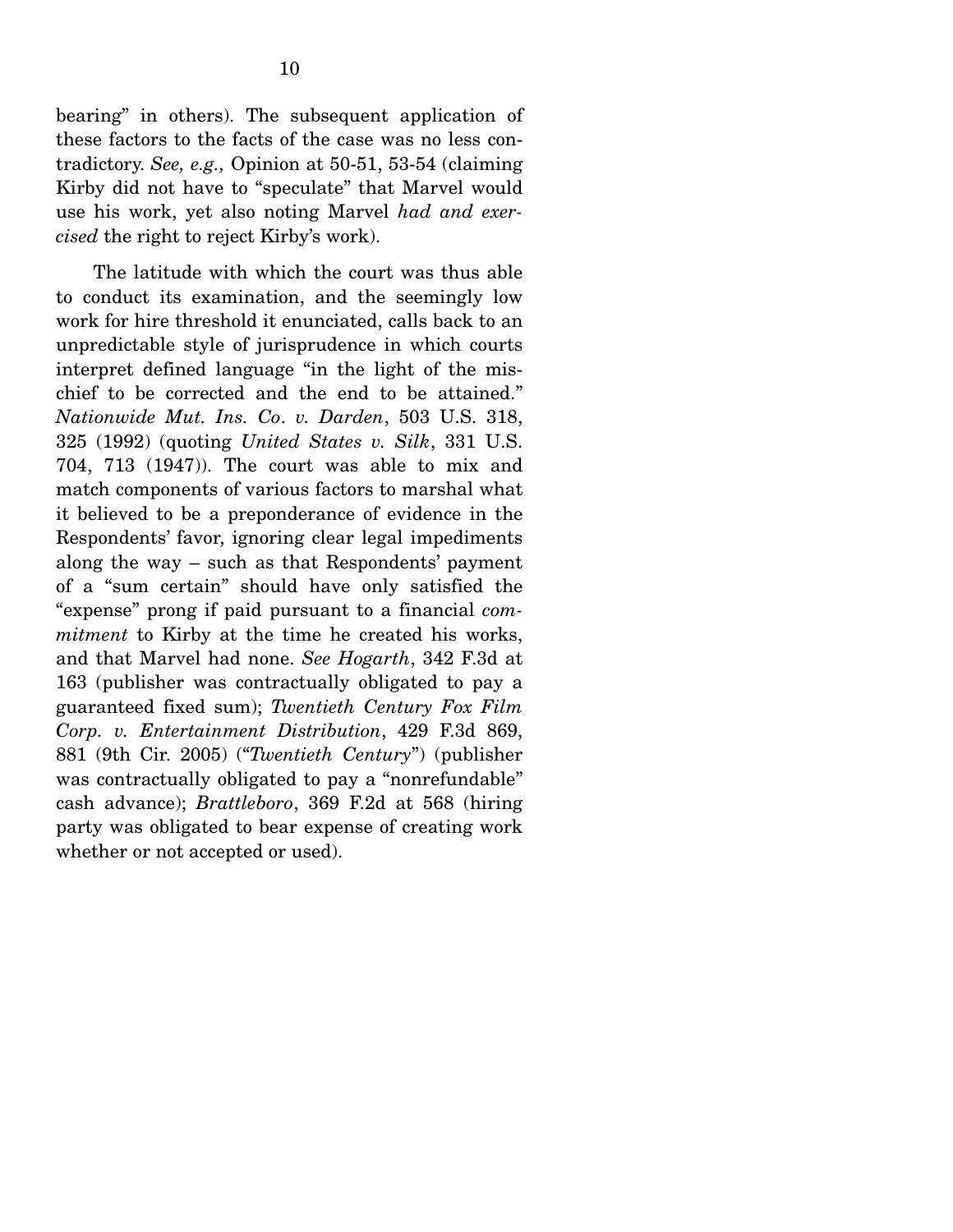bearing" in others). The subsequent application of these factors to the facts of the case was no less contradictory. *See, e.g.,* Opinion at 50-51, 53-54 (claiming Kirby did not have to "speculate" that Marvel would use his work, yet also noting Marvel *had and exercised* the right to reject Kirby's work).

The latitude with which the court was thus able to conduct its examination, and the seemingly low work for hire threshold it enunciated, calls back to an unpredictable style of jurisprudence in which courts interpret defined language "in the light of the mischief to be corrected and the end to be attained." *Nationwide Mut. Ins. Co. v. Darden*, 503 U.S. 318, 325 (1992) (quoting *United States v. Silk*, 331 U.S. 704, 713 (1947)). The court was able to mix and match components of various factors to marshal what it believed to be a preponderance of evidence in the Respondents' favor, ignoring clear legal impediments along the way – such as that Respondents' payment of a "sum certain" should have only satisfied the "expense" prong if paid pursuant to a financial *commitment* to Kirby at the time he created his works, and that Marvel had none. *See Hogarth*, 342 F.3d at 163 (publisher was contractually obligated to pay a guaranteed fixed sum); *Twentieth Century Fox Film Corp. v. Entertainment Distribution*, 429 F.3d 869, 881 (9th Cir. 2005) ("*Twentieth Century*") (publisher was contractually obligated to pay a "nonrefundable" cash advance); *Brattleboro*, 369 F.2d at 568 (hiring party was obligated to bear expense of creating work whether or not accepted or used).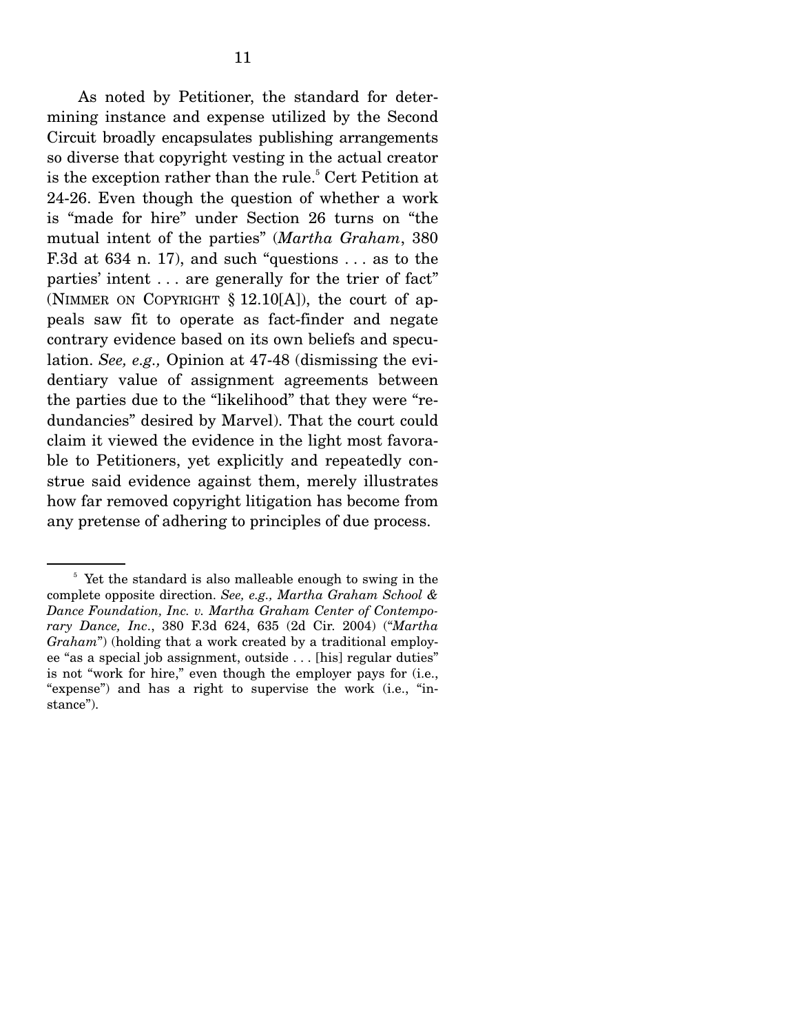As noted by Petitioner, the standard for determining instance and expense utilized by the Second Circuit broadly encapsulates publishing arrangements so diverse that copyright vesting in the actual creator is the exception rather than the rule.[5] Cert Petition at 24-26. Even though the question of whether a work is "made for hire" under Section 26 turns on "the mutual intent of the parties" (*Martha Graham*, 380 F.3d at 634 n. 17), and such "questions . . . as to the parties' intent . . . are generally for the trier of fact" (NIMMER ON COPYRIGHT § 12.10[A]), the court of appeals saw fit to operate as fact-finder and negate contrary evidence based on its own beliefs and speculation. *See, e.g.,* Opinion at 47-48 (dismissing the evidentiary value of assignment agreements between the parties due to the "likelihood" that they were "redundancies" desired by Marvel). That the court could claim it viewed the evidence in the light most favorable to Petitioners, yet explicitly and repeatedly construe said evidence against them, merely illustrates how far removed copyright litigation has become from any pretense of adhering to principles of due process.

---

[5] Yet the standard is also malleable enough to swing in the complete opposite direction. *See, e.g., Martha Graham School & Dance Foundation, Inc. v. Martha Graham Center of Contemporary Dance, Inc.*, 380 F.3d 624, 635 (2d Cir. 2004) ("*Martha Graham*") (holding that a work created by a traditional employee "as a special job assignment, outside . . . [his] regular duties" is not "work for hire," even though the employer pays for (i.e., "expense") and has a right to supervise the work (i.e., "instance").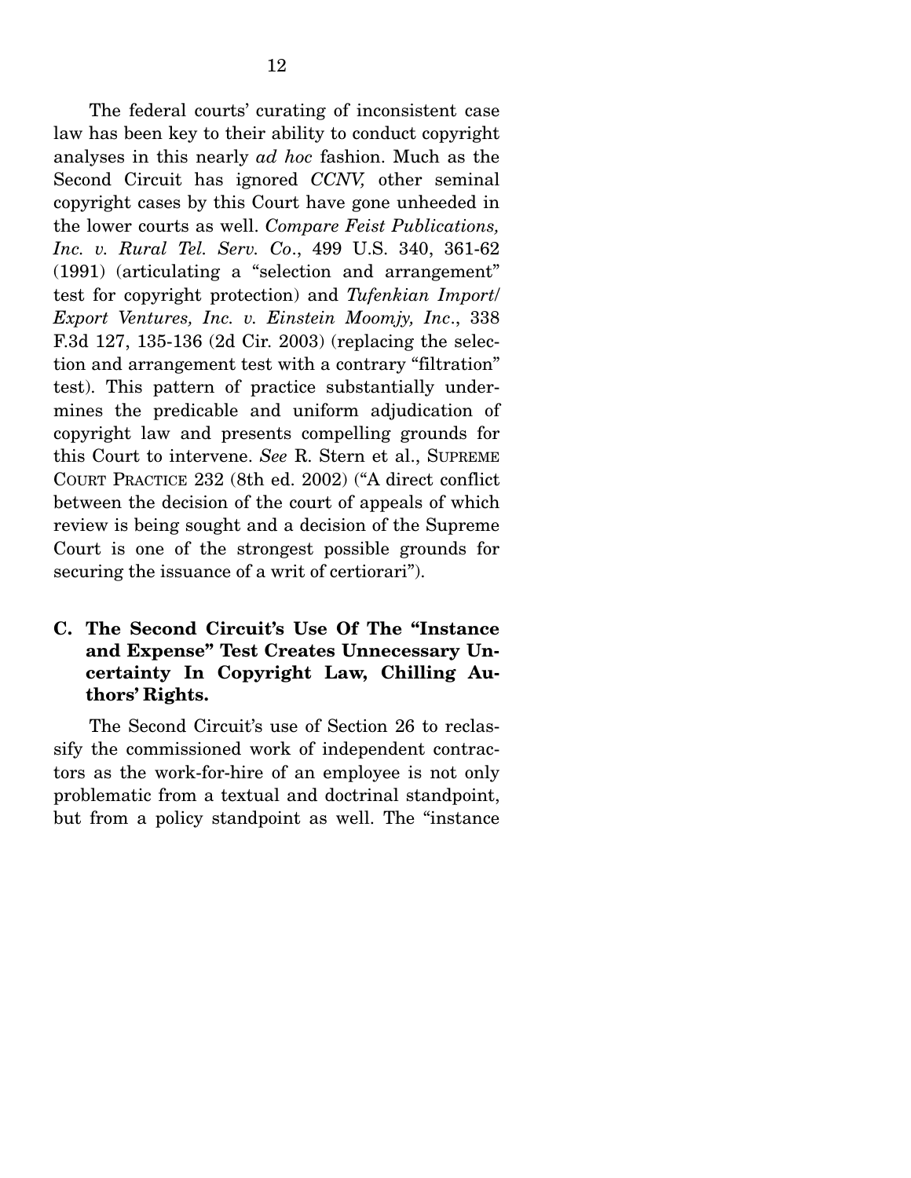The federal courts' curating of inconsistent case law has been key to their ability to conduct copyright analyses in this nearly *ad hoc* fashion. Much as the Second Circuit has ignored *CCNV,* other seminal copyright cases by this Court have gone unheeded in the lower courts as well. *Compare Feist Publications, Inc. v. Rural Tel. Serv. Co*., 499 U.S. 340, 361-62 (1991) (articulating a "selection and arrangement" test for copyright protection) and *Tufenkian Import/Export Ventures, Inc. v. Einstein Moomjy, Inc*., 338 F.3d 127, 135-136 (2d Cir. 2003) (replacing the selection and arrangement test with a contrary "filtration" test). This pattern of practice substantially undermines the predicable and uniform adjudication of copyright law and presents compelling grounds for this Court to intervene. *See* R. Stern et al., SUPREME COURT PRACTICE 232 (8th ed. 2002) ("A direct conflict between the decision of the court of appeals of which review is being sought and a decision of the Supreme Court is one of the strongest possible grounds for securing the issuance of a writ of certiorari").

### C. The Second Circuit's Use Of The "Instance and Expense" Test Creates Unnecessary Uncertainty In Copyright Law, Chilling Authors' Rights.

The Second Circuit's use of Section 26 to reclassify the commissioned work of independent contractors as the work-for-hire of an employee is not only problematic from a textual and doctrinal standpoint, but from a policy standpoint as well. The "instance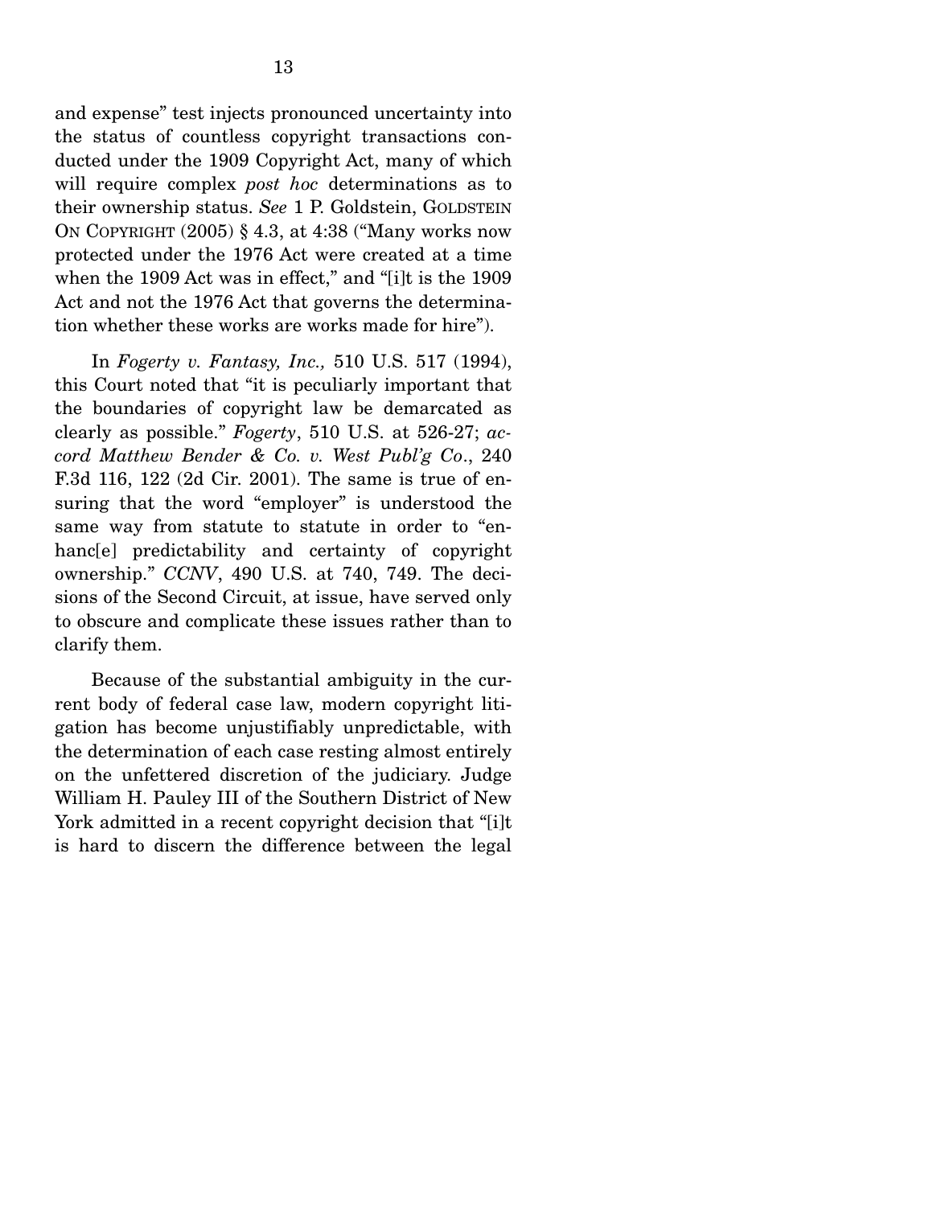and expense" test injects pronounced uncertainty into the status of countless copyright transactions conducted under the 1909 Copyright Act, many of which will require complex *post hoc* determinations as to their ownership status. *See* 1 P. Goldstein, GOLDSTEIN ON COPYRIGHT (2005) § 4.3, at 4:38 ("Many works now protected under the 1976 Act were created at a time when the 1909 Act was in effect," and "[i]t is the 1909 Act and not the 1976 Act that governs the determination whether these works are works made for hire").

In *Fogerty v. Fantasy, Inc.,* 510 U.S. 517 (1994), this Court noted that "it is peculiarly important that the boundaries of copyright law be demarcated as clearly as possible." *Fogerty*, 510 U.S. at 526-27; *accord Matthew Bender & Co. v. West Publ'g Co*., 240 F.3d 116, 122 (2d Cir. 2001). The same is true of ensuring that the word "employer" is understood the same way from statute to statute in order to "enhanc[e] predictability and certainty of copyright ownership." *CCNV*, 490 U.S. at 740, 749. The decisions of the Second Circuit, at issue, have served only to obscure and complicate these issues rather than to clarify them.

Because of the substantial ambiguity in the current body of federal case law, modern copyright litigation has become unjustifiably unpredictable, with the determination of each case resting almost entirely on the unfettered discretion of the judiciary. Judge William H. Pauley III of the Southern District of New York admitted in a recent copyright decision that "[i]t is hard to discern the difference between the legal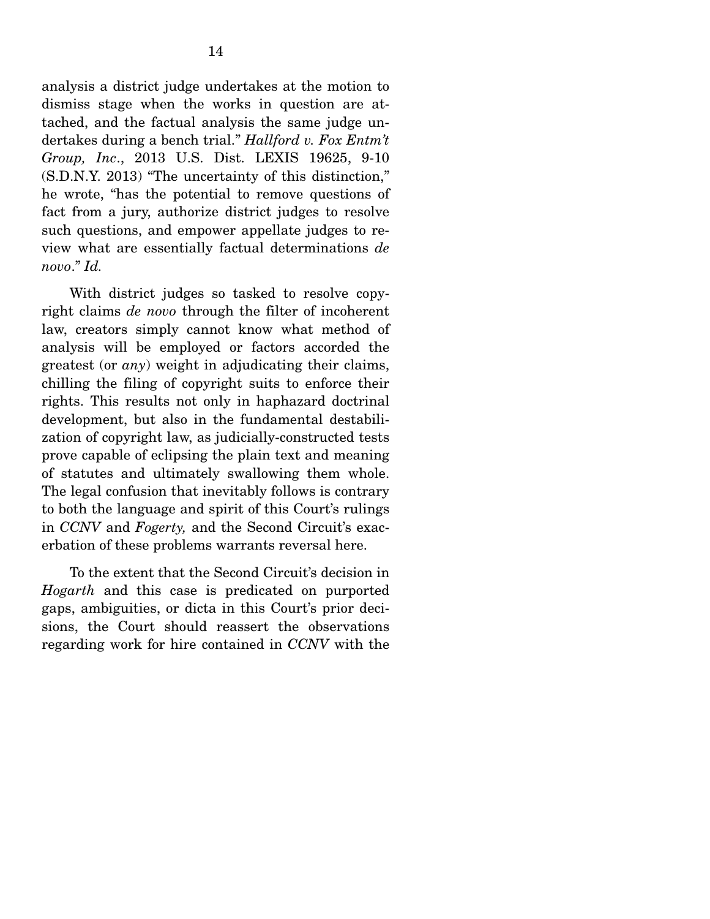analysis a district judge undertakes at the motion to dismiss stage when the works in question are attached, and the factual analysis the same judge undertakes during a bench trial." *Hallford v. Fox Entm't Group, Inc*., 2013 U.S. Dist. LEXIS 19625, 9-10 (S.D.N.Y. 2013) "The uncertainty of this distinction," he wrote, "has the potential to remove questions of fact from a jury, authorize district judges to resolve such questions, and empower appellate judges to review what are essentially factual determinations *de novo*." *Id.*

With district judges so tasked to resolve copyright claims *de novo* through the filter of incoherent law, creators simply cannot know what method of analysis will be employed or factors accorded the greatest (or *any*) weight in adjudicating their claims, chilling the filing of copyright suits to enforce their rights. This results not only in haphazard doctrinal development, but also in the fundamental destabilization of copyright law, as judicially-constructed tests prove capable of eclipsing the plain text and meaning of statutes and ultimately swallowing them whole. The legal confusion that inevitably follows is contrary to both the language and spirit of this Court's rulings in *CCNV* and *Fogerty,* and the Second Circuit's exacerbation of these problems warrants reversal here.

To the extent that the Second Circuit's decision in *Hogarth* and this case is predicated on purported gaps, ambiguities, or dicta in this Court's prior decisions, the Court should reassert the observations regarding work for hire contained in *CCNV* with the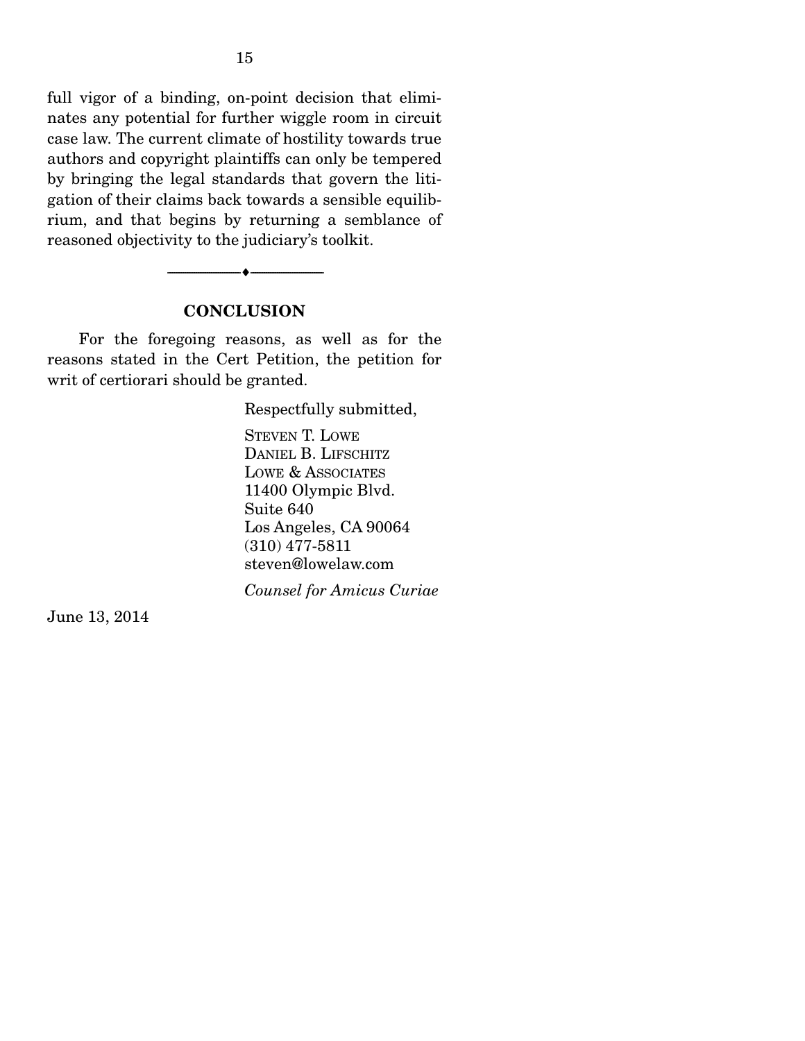full vigor of a binding, on-point decision that eliminates any potential for further wiggle room in circuit case law. The current climate of hostility towards true authors and copyright plaintiffs can only be tempered by bringing the legal standards that govern the litigation of their claims back towards a sensible equilibrium, and that begins by returning a semblance of reasoned objectivity to the judiciary's toolkit.

## CONCLUSION

For the foregoing reasons, as well as for the reasons stated in the Cert Petition, the petition for writ of certiorari should be granted.

Respectfully submitted,

STEVEN T. LOWE
DANIEL B. LIFSCHITZ
LOWE & ASSOCIATES
11400 Olympic Blvd.
Suite 640
Los Angeles, CA 90064
(310) 477-5811
steven@lowelaw.com

*Counsel for Amicus Curiae*

June 13, 2014